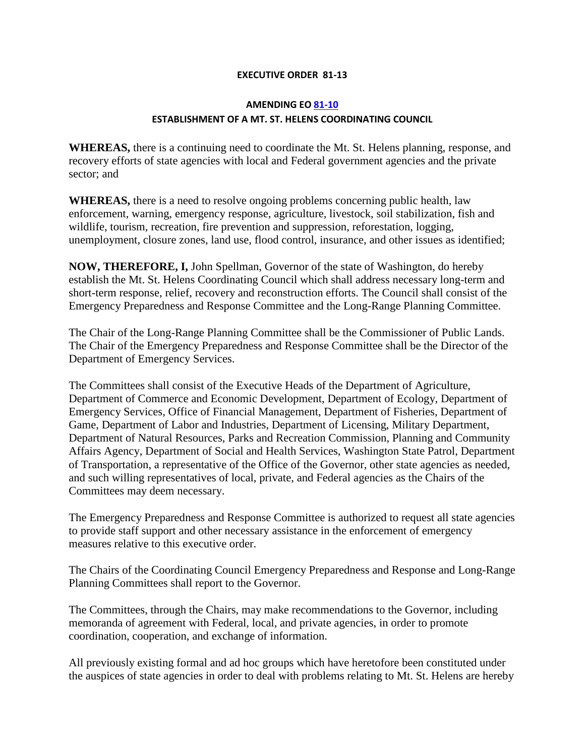# EXECUTIVE ORDER 81-13

## AMENDING EO [81-10](81-10)

## ESTABLISHMENT OF A MT. ST. HELENS COORDINATING COUNCIL

**WHEREAS,** there is a continuing need to coordinate the Mt. St. Helens planning, response, and recovery efforts of state agencies with local and Federal government agencies and the private sector; and

**WHEREAS,** there is a need to resolve ongoing problems concerning public health, law enforcement, warning, emergency response, agriculture, livestock, soil stabilization, fish and wildlife, tourism, recreation, fire prevention and suppression, reforestation, logging, unemployment, closure zones, land use, flood control, insurance, and other issues as identified;

**NOW, THEREFORE, I,** John Spellman, Governor of the state of Washington, do hereby establish the Mt. St. Helens Coordinating Council which shall address necessary long-term and short-term response, relief, recovery and reconstruction efforts. The Council shall consist of the Emergency Preparedness and Response Committee and the Long-Range Planning Committee.

The Chair of the Long-Range Planning Committee shall be the Commissioner of Public Lands. The Chair of the Emergency Preparedness and Response Committee shall be the Director of the Department of Emergency Services.

The Committees shall consist of the Executive Heads of the Department of Agriculture, Department of Commerce and Economic Development, Department of Ecology, Department of Emergency Services, Office of Financial Management, Department of Fisheries, Department of Game, Department of Labor and Industries, Department of Licensing, Military Department, Department of Natural Resources, Parks and Recreation Commission, Planning and Community Affairs Agency, Department of Social and Health Services, Washington State Patrol, Department of Transportation, a representative of the Office of the Governor, other state agencies as needed, and such willing representatives of local, private, and Federal agencies as the Chairs of the Committees may deem necessary.

The Emergency Preparedness and Response Committee is authorized to request all state agencies to provide staff support and other necessary assistance in the enforcement of emergency measures relative to this executive order.

The Chairs of the Coordinating Council Emergency Preparedness and Response and Long-Range Planning Committees shall report to the Governor.

The Committees, through the Chairs, may make recommendations to the Governor, including memoranda of agreement with Federal, local, and private agencies, in order to promote coordination, cooperation, and exchange of information.

All previously existing formal and ad hoc groups which have heretofore been constituted under the auspices of state agencies in order to deal with problems relating to Mt. St. Helens are hereby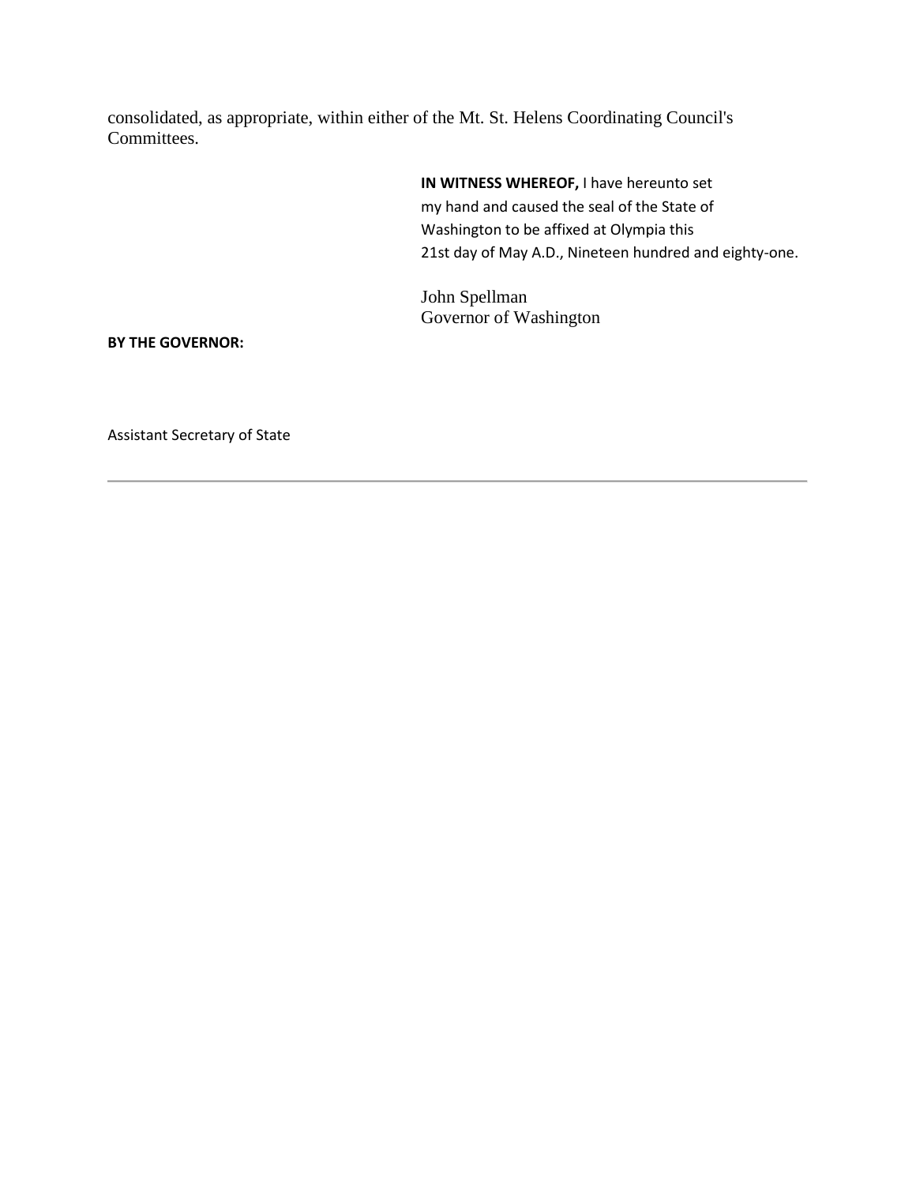consolidated, as appropriate, within either of the Mt. St. Helens Coordinating Council's Committees.

**IN WITNESS WHEREOF,** I have hereunto set my hand and caused the seal of the State of Washington to be affixed at Olympia this 21st day of May A.D., Nineteen hundred and eighty-one.

John Spellman
Governor of Washington

**BY THE GOVERNOR:**

Assistant Secretary of State

---